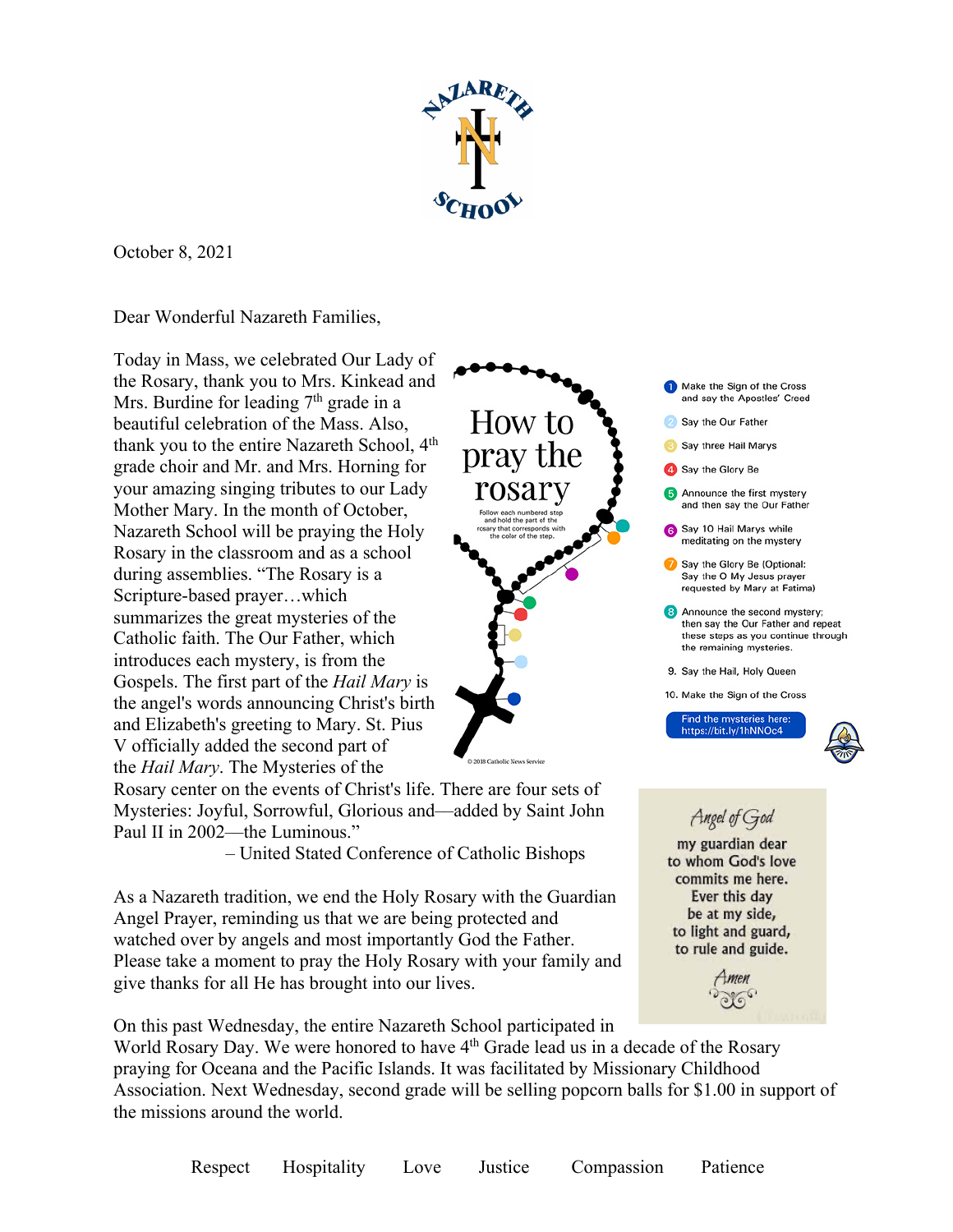October 8, 2021

Dear Wonderful Nazareth Families,

Today in Mass, we celebrated Our Lady of the Rosary, thank you to Mrs. Kinkead and Mrs. Burdine for leading 7th grade in a beautiful celebration of the Mass. Also, thank you to the entire Nazareth School, 4th grade choir and Mr. and Mrs. Horning for your amazing singing tributes to our Lady Mother Mary. In the month of October, Nazareth School will be praying the Holy Rosary in the classroom and as a school during assemblies. "The Rosary is a Scripture-based prayer…which summarizes the great mysteries of the Catholic faith. The Our Father, which introduces each mystery, is from the Gospels. The first part of the *Hail Mary* is the angel's words announcing Christ's birth and Elizabeth's greeting to Mary. St. Pius V officially added the second part of the *Hail Mary*. The Mysteries of the Rosary center on the events of Christ's life. There are four sets of Mysteries: Joyful, Sorrowful, Glorious and—added by Saint John Paul II in 2002—the Luminous."

– United Stated Conference of Catholic Bishops

**How to pray the rosary**

Follow each numbered step and hold the part of the rosary that corresponds with the color of the step.

1. Make the Sign of the Cross and say the Apostles' Creed
2. Say the Our Father
3. Say three Hail Marys
4. Say the Glory Be
5. Announce the first mystery and then say the Our Father
6. Say 10 Hail Marys while meditating on the mystery
7. Say the Glory Be (Optional: Say the O My Jesus prayer requested by Mary at Fatima)
8. Announce the second mystery; then say the Our Father and repeat these steps as you continue through the remaining mysteries.
9. Say the Hail, Holy Queen
10. Make the Sign of the Cross

Find the mysteries here: https://bit.ly/1hNNOc4

© 2018 Catholic News Service

As a Nazareth tradition, we end the Holy Rosary with the Guardian Angel Prayer, reminding us that we are being protected and watched over by angels and most importantly God the Father. Please take a moment to pray the Holy Rosary with your family and give thanks for all He has brought into our lives.

*Angel of God*
my guardian dear
to whom God's love
commits me here.
Ever this day
be at my side,
to light and guard,
to rule and guide.
*Amen*

On this past Wednesday, the entire Nazareth School participated in World Rosary Day. We were honored to have 4th Grade lead us in a decade of the Rosary praying for Oceana and the Pacific Islands. It was facilitated by Missionary Childhood Association. Next Wednesday, second grade will be selling popcorn balls for $1.00 in support of the missions around the world.

Respect Hospitality Love Justice Compassion Patience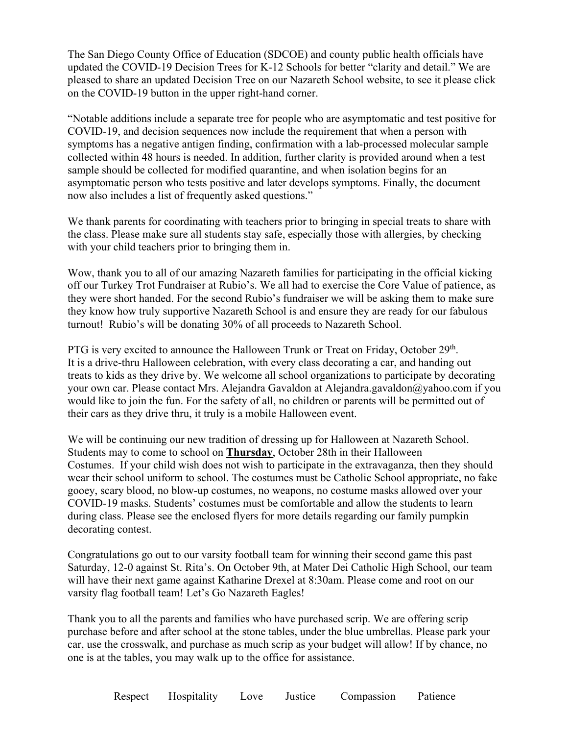The San Diego County Office of Education (SDCOE) and county public health officials have updated the COVID-19 Decision Trees for K-12 Schools for better "clarity and detail." We are pleased to share an updated Decision Tree on our Nazareth School website, to see it please click on the COVID-19 button in the upper right-hand corner.

"Notable additions include a separate tree for people who are asymptomatic and test positive for COVID-19, and decision sequences now include the requirement that when a person with symptoms has a negative antigen finding, confirmation with a lab-processed molecular sample collected within 48 hours is needed. In addition, further clarity is provided around when a test sample should be collected for modified quarantine, and when isolation begins for an asymptomatic person who tests positive and later develops symptoms. Finally, the document now also includes a list of frequently asked questions."

We thank parents for coordinating with teachers prior to bringing in special treats to share with the class. Please make sure all students stay safe, especially those with allergies, by checking with your child teachers prior to bringing them in.

Wow, thank you to all of our amazing Nazareth families for participating in the official kicking off our Turkey Trot Fundraiser at Rubio's. We all had to exercise the Core Value of patience, as they were short handed. For the second Rubio's fundraiser we will be asking them to make sure they know how truly supportive Nazareth School is and ensure they are ready for our fabulous turnout! Rubio's will be donating 30% of all proceeds to Nazareth School.

PTG is very excited to announce the Halloween Trunk or Treat on Friday, October 29th. It is a drive-thru Halloween celebration, with every class decorating a car, and handing out treats to kids as they drive by. We welcome all school organizations to participate by decorating your own car. Please contact Mrs. Alejandra Gavaldon at Alejandra.gavaldon@yahoo.com if you would like to join the fun. For the safety of all, no children or parents will be permitted out of their cars as they drive thru, it truly is a mobile Halloween event.

We will be continuing our new tradition of dressing up for Halloween at Nazareth School. Students may to come to school on **Thursday**, October 28th in their Halloween Costumes. If your child wish does not wish to participate in the extravaganza, then they should wear their school uniform to school. The costumes must be Catholic School appropriate, no fake gooey, scary blood, no blow-up costumes, no weapons, no costume masks allowed over your COVID-19 masks. Students' costumes must be comfortable and allow the students to learn during class. Please see the enclosed flyers for more details regarding our family pumpkin decorating contest.

Congratulations go out to our varsity football team for winning their second game this past Saturday, 12-0 against St. Rita's. On October 9th, at Mater Dei Catholic High School, our team will have their next game against Katharine Drexel at 8:30am. Please come and root on our varsity flag football team! Let's Go Nazareth Eagles!

Thank you to all the parents and families who have purchased scrip. We are offering scrip purchase before and after school at the stone tables, under the blue umbrellas. Please park your car, use the crosswalk, and purchase as much scrip as your budget will allow! If by chance, no one is at the tables, you may walk up to the office for assistance.

Respect Hospitality Love Justice Compassion Patience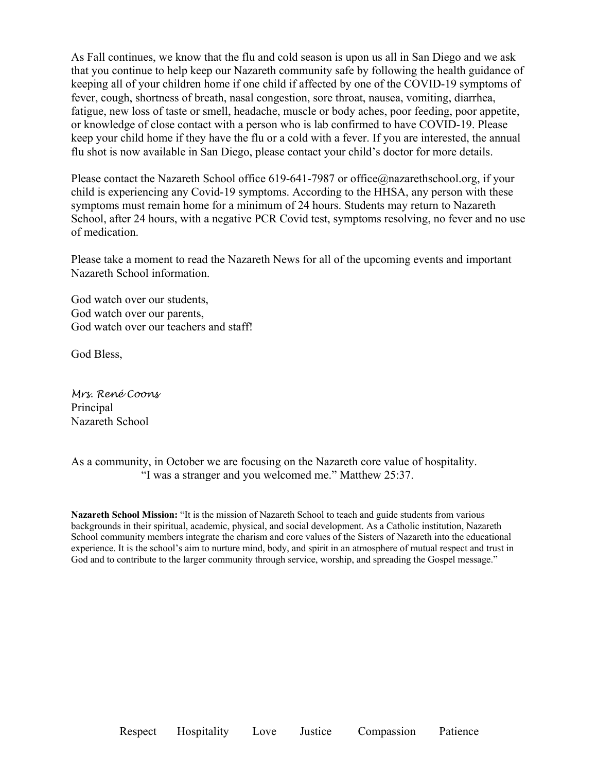As Fall continues, we know that the flu and cold season is upon us all in San Diego and we ask that you continue to help keep our Nazareth community safe by following the health guidance of keeping all of your children home if one child if affected by one of the COVID-19 symptoms of fever, cough, shortness of breath, nasal congestion, sore throat, nausea, vomiting, diarrhea, fatigue, new loss of taste or smell, headache, muscle or body aches, poor feeding, poor appetite, or knowledge of close contact with a person who is lab confirmed to have COVID-19. Please keep your child home if they have the flu or a cold with a fever. If you are interested, the annual flu shot is now available in San Diego, please contact your child's doctor for more details.

Please contact the Nazareth School office 619-641-7987 or office@nazarethschool.org, if your child is experiencing any Covid-19 symptoms. According to the HHSA, any person with these symptoms must remain home for a minimum of 24 hours. Students may return to Nazareth School, after 24 hours, with a negative PCR Covid test, symptoms resolving, no fever and no use of medication.

Please take a moment to read the Nazareth News for all of the upcoming events and important Nazareth School information.

God watch over our students,
God watch over our parents,
God watch over our teachers and staff!

God Bless,

*Mrs. René Coons*
Principal
Nazareth School

As a community, in October we are focusing on the Nazareth core value of hospitality.
"I was a stranger and you welcomed me." Matthew 25:37.

**Nazareth School Mission:** "It is the mission of Nazareth School to teach and guide students from various backgrounds in their spiritual, academic, physical, and social development. As a Catholic institution, Nazareth School community members integrate the charism and core values of the Sisters of Nazareth into the educational experience. It is the school's aim to nurture mind, body, and spirit in an atmosphere of mutual respect and trust in God and to contribute to the larger community through service, worship, and spreading the Gospel message."

Respect Hospitality Love Justice Compassion Patience